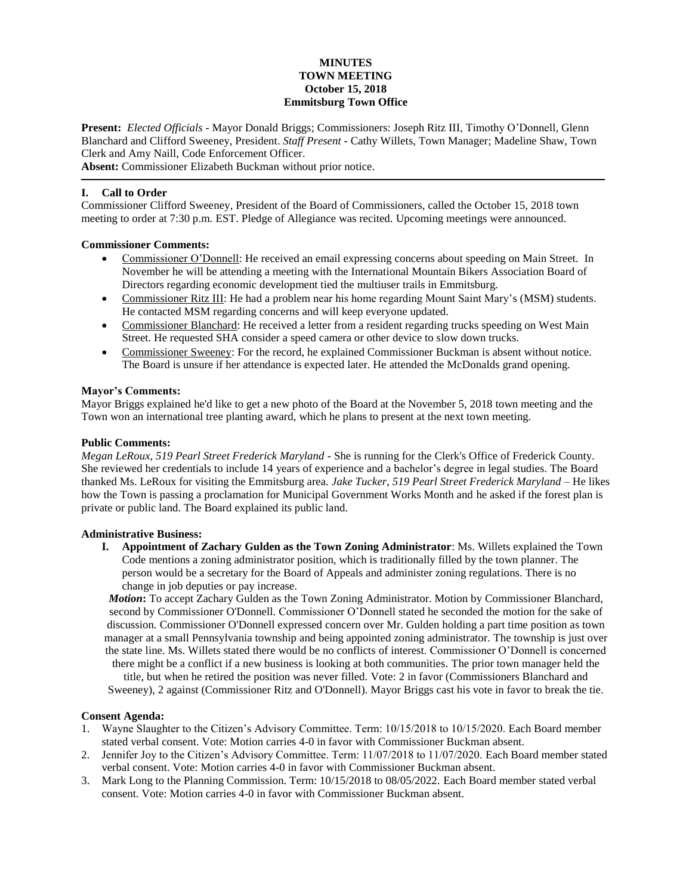**MINUTES**
**TOWN MEETING**
**October 15, 2018**
**Emmitsburg Town Office**

**Present:** *Elected Officials* - Mayor Donald Briggs; Commissioners: Joseph Ritz III, Timothy O'Donnell, Glenn Blanchard and Clifford Sweeney, President. *Staff Present* - Cathy Willets, Town Manager; Madeline Shaw, Town Clerk and Amy Naill, Code Enforcement Officer.
**Absent:** Commissioner Elizabeth Buckman without prior notice.

---

## I. Call to Order

Commissioner Clifford Sweeney, President of the Board of Commissioners, called the October 15, 2018 town meeting to order at 7:30 p.m. EST. Pledge of Allegiance was recited. Upcoming meetings were announced.

### Commissioner Comments:

- Commissioner O'Donnell: He received an email expressing concerns about speeding on Main Street. In November he will be attending a meeting with the International Mountain Bikers Association Board of Directors regarding economic development tied the multiuser trails in Emmitsburg.
- Commissioner Ritz III: He had a problem near his home regarding Mount Saint Mary's (MSM) students. He contacted MSM regarding concerns and will keep everyone updated.
- Commissioner Blanchard: He received a letter from a resident regarding trucks speeding on West Main Street. He requested SHA consider a speed camera or other device to slow down trucks.
- Commissioner Sweeney: For the record, he explained Commissioner Buckman is absent without notice. The Board is unsure if her attendance is expected later. He attended the McDonalds grand opening.

### Mayor's Comments:

Mayor Briggs explained he'd like to get a new photo of the Board at the November 5, 2018 town meeting and the Town won an international tree planting award, which he plans to present at the next town meeting.

### Public Comments:

*Megan LeRoux, 519 Pearl Street Frederick Maryland* - She is running for the Clerk's Office of Frederick County. She reviewed her credentials to include 14 years of experience and a bachelor's degree in legal studies. The Board thanked Ms. LeRoux for visiting the Emmitsburg area. *Jake Tucker, 519 Pearl Street Frederick Maryland* – He likes how the Town is passing a proclamation for Municipal Government Works Month and he asked if the forest plan is private or public land. The Board explained its public land.

### Administrative Business:

**I. Appointment of Zachary Gulden as the Town Zoning Administrator**: Ms. Willets explained the Town Code mentions a zoning administrator position, which is traditionally filled by the town planner. The person would be a secretary for the Board of Appeals and administer zoning regulations. There is no change in job deputies or pay increase.

***Motion*:** To accept Zachary Gulden as the Town Zoning Administrator. Motion by Commissioner Blanchard, second by Commissioner O'Donnell. Commissioner O'Donnell stated he seconded the motion for the sake of discussion. Commissioner O'Donnell expressed concern over Mr. Gulden holding a part time position as town manager at a small Pennsylvania township and being appointed zoning administrator. The township is just over the state line. Ms. Willets stated there would be no conflicts of interest. Commissioner O'Donnell is concerned there might be a conflict if a new business is looking at both communities. The prior town manager held the title, but when he retired the position was never filled. Vote: 2 in favor (Commissioners Blanchard and Sweeney), 2 against (Commissioner Ritz and O'Donnell). Mayor Briggs cast his vote in favor to break the tie.

### Consent Agenda:

1. Wayne Slaughter to the Citizen's Advisory Committee. Term: 10/15/2018 to 10/15/2020. Each Board member stated verbal consent. Vote: Motion carries 4-0 in favor with Commissioner Buckman absent.
2. Jennifer Joy to the Citizen's Advisory Committee. Term: 11/07/2018 to 11/07/2020. Each Board member stated verbal consent. Vote: Motion carries 4-0 in favor with Commissioner Buckman absent.
3. Mark Long to the Planning Commission. Term: 10/15/2018 to 08/05/2022. Each Board member stated verbal consent. Vote: Motion carries 4-0 in favor with Commissioner Buckman absent.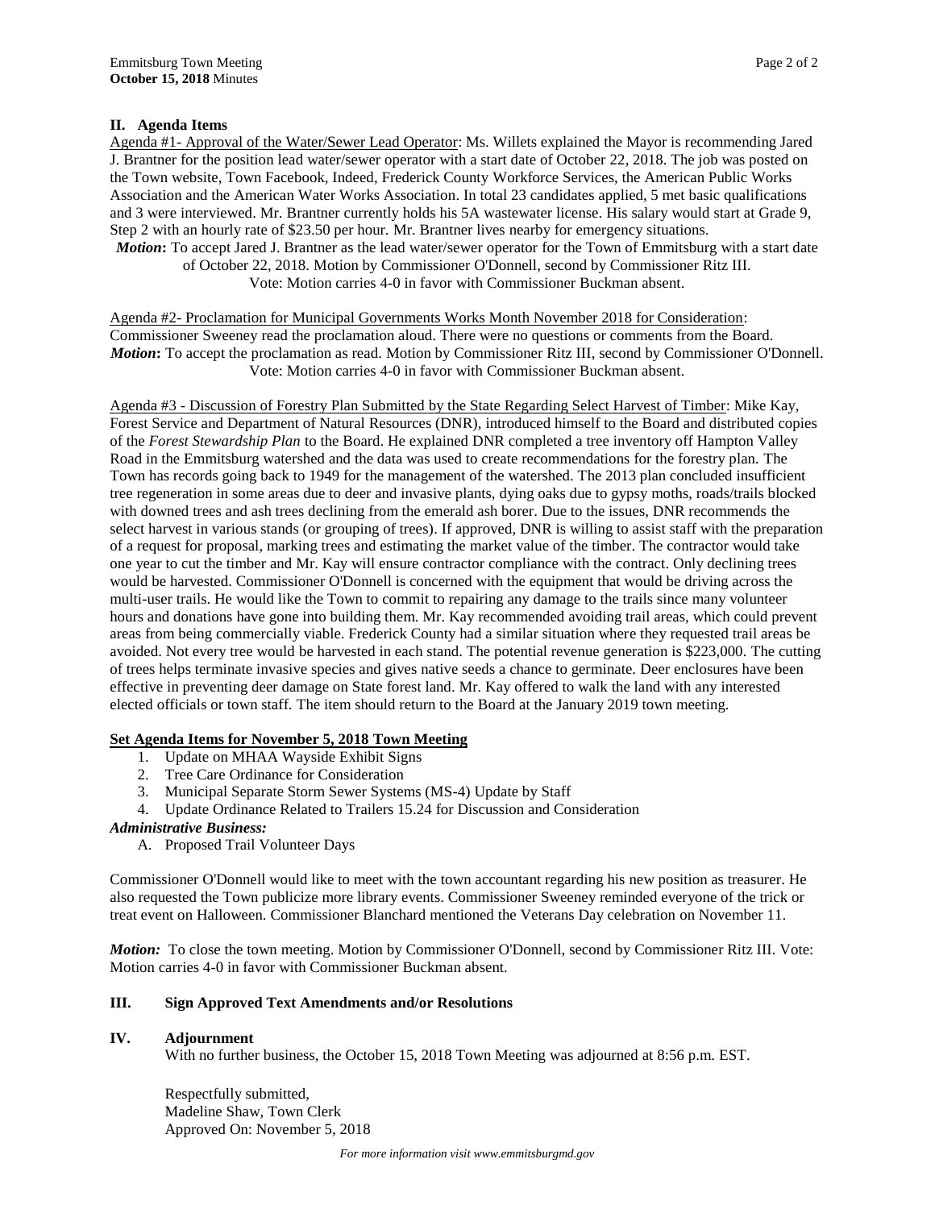## II. Agenda Items

Agenda #1- Approval of the Water/Sewer Lead Operator: Ms. Willets explained the Mayor is recommending Jared J. Brantner for the position lead water/sewer operator with a start date of October 22, 2018. The job was posted on the Town website, Town Facebook, Indeed, Frederick County Workforce Services, the American Public Works Association and the American Water Works Association. In total 23 candidates applied, 5 met basic qualifications and 3 were interviewed. Mr. Brantner currently holds his 5A wastewater license. His salary would start at Grade 9, Step 2 with an hourly rate of $23.50 per hour. Mr. Brantner lives nearby for emergency situations.

***Motion*:** To accept Jared J. Brantner as the lead water/sewer operator for the Town of Emmitsburg with a start date of October 22, 2018. Motion by Commissioner O'Donnell, second by Commissioner Ritz III. Vote: Motion carries 4-0 in favor with Commissioner Buckman absent.

Agenda #2- Proclamation for Municipal Governments Works Month November 2018 for Consideration: Commissioner Sweeney read the proclamation aloud. There were no questions or comments from the Board.

***Motion*:** To accept the proclamation as read. Motion by Commissioner Ritz III, second by Commissioner O'Donnell. Vote: Motion carries 4-0 in favor with Commissioner Buckman absent.

Agenda #3 - Discussion of Forestry Plan Submitted by the State Regarding Select Harvest of Timber: Mike Kay, Forest Service and Department of Natural Resources (DNR), introduced himself to the Board and distributed copies of the *Forest Stewardship Plan* to the Board. He explained DNR completed a tree inventory off Hampton Valley Road in the Emmitsburg watershed and the data was used to create recommendations for the forestry plan. The Town has records going back to 1949 for the management of the watershed. The 2013 plan concluded insufficient tree regeneration in some areas due to deer and invasive plants, dying oaks due to gypsy moths, roads/trails blocked with downed trees and ash trees declining from the emerald ash borer. Due to the issues, DNR recommends the select harvest in various stands (or grouping of trees). If approved, DNR is willing to assist staff with the preparation of a request for proposal, marking trees and estimating the market value of the timber. The contractor would take one year to cut the timber and Mr. Kay will ensure contractor compliance with the contract. Only declining trees would be harvested. Commissioner O'Donnell is concerned with the equipment that would be driving across the multi-user trails. He would like the Town to commit to repairing any damage to the trails since many volunteer hours and donations have gone into building them. Mr. Kay recommended avoiding trail areas, which could prevent areas from being commercially viable. Frederick County had a similar situation where they requested trail areas be avoided. Not every tree would be harvested in each stand. The potential revenue generation is $223,000. The cutting of trees helps terminate invasive species and gives native seeds a chance to germinate. Deer enclosures have been effective in preventing deer damage on State forest land. Mr. Kay offered to walk the land with any interested elected officials or town staff. The item should return to the Board at the January 2019 town meeting.

**Set Agenda Items for November 5, 2018 Town Meeting**

1. Update on MHAA Wayside Exhibit Signs
2. Tree Care Ordinance for Consideration
3. Municipal Separate Storm Sewer Systems (MS-4) Update by Staff
4. Update Ordinance Related to Trailers 15.24 for Discussion and Consideration

***Administrative Business:***

A. Proposed Trail Volunteer Days

Commissioner O'Donnell would like to meet with the town accountant regarding his new position as treasurer. He also requested the Town publicize more library events. Commissioner Sweeney reminded everyone of the trick or treat event on Halloween. Commissioner Blanchard mentioned the Veterans Day celebration on November 11.

***Motion:*** To close the town meeting. Motion by Commissioner O'Donnell, second by Commissioner Ritz III. Vote: Motion carries 4-0 in favor with Commissioner Buckman absent.

## III. Sign Approved Text Amendments and/or Resolutions

## IV. Adjournment

With no further business, the October 15, 2018 Town Meeting was adjourned at 8:56 p.m. EST.

Respectfully submitted,
Madeline Shaw, Town Clerk
Approved On: November 5, 2018

*For more information visit www.emmitsburgmd.gov*